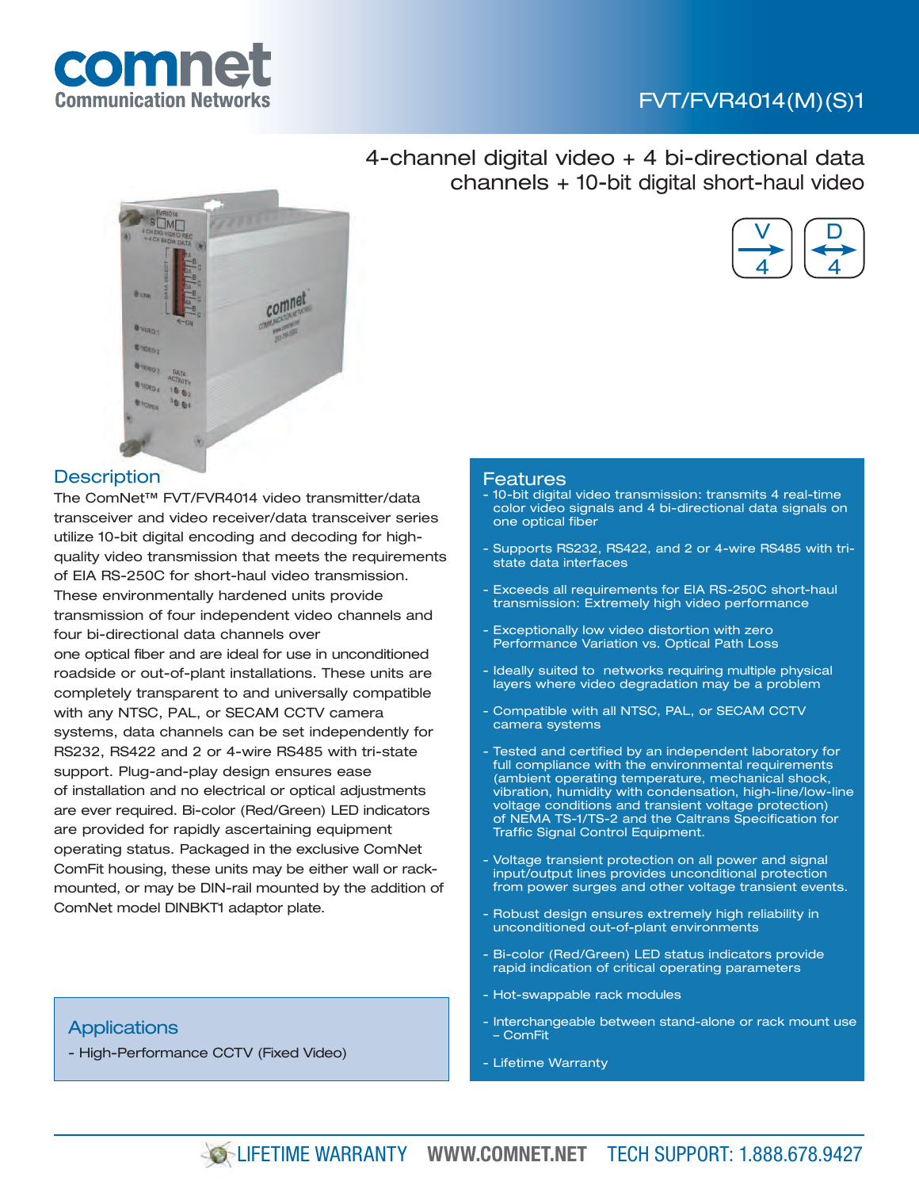# FVT/FVR4014(M)(S)1

## 4-channel digital video + 4 bi-directional data channels + 10-bit digital short-haul video

## Description

The ComNet™ FVT/FVR4014 video transmitter/data transceiver and video receiver/data transceiver series utilize 10-bit digital encoding and decoding for high-quality video transmission that meets the requirements of EIA RS-250C for short-haul video transmission. These environmentally hardened units provide transmission of four independent video channels and four bi-directional data channels over one optical fiber and are ideal for use in unconditioned roadside or out-of-plant installations. These units are completely transparent to and universally compatible with any NTSC, PAL, or SECAM CCTV camera systems, data channels can be set independently for RS232, RS422 and 2 or 4-wire RS485 with tri-state support. Plug-and-play design ensures ease of installation and no electrical or optical adjustments are ever required. Bi-color (Red/Green) LED indicators are provided for rapidly ascertaining equipment operating status. Packaged in the exclusive ComNet ComFit housing, these units may be either wall or rack-mounted, or may be DIN-rail mounted by the addition of ComNet model DINBKT1 adaptor plate.

## Applications

- High-Performance CCTV (Fixed Video)

## Features

- 10-bit digital video transmission: transmits 4 real-time color video signals and 4 bi-directional data signals on one optical fiber
- Supports RS232, RS422, and 2 or 4-wire RS485 with tri-state data interfaces
- Exceeds all requirements for EIA RS-250C short-haul transmission: Extremely high video performance
- Exceptionally low video distortion with zero Performance Variation vs. Optical Path Loss
- Ideally suited to networks requiring multiple physical layers where video degradation may be a problem
- Compatible with all NTSC, PAL, or SECAM CCTV camera systems
- Tested and certified by an independent laboratory for full compliance with the environmental requirements (ambient operating temperature, mechanical shock, vibration, humidity with condensation, high-line/low-line voltage conditions and transient voltage protection) of NEMA TS-1/TS-2 and the Caltrans Specification for Traffic Signal Control Equipment.
- Voltage transient protection on all power and signal input/output lines provides unconditional protection from power surges and other voltage transient events.
- Robust design ensures extremely high reliability in unconditioned out-of-plant environments
- Bi-color (Red/Green) LED status indicators provide rapid indication of critical operating parameters
- Hot-swappable rack modules
- Interchangeable between stand-alone or rack mount use – ComFit
- Lifetime Warranty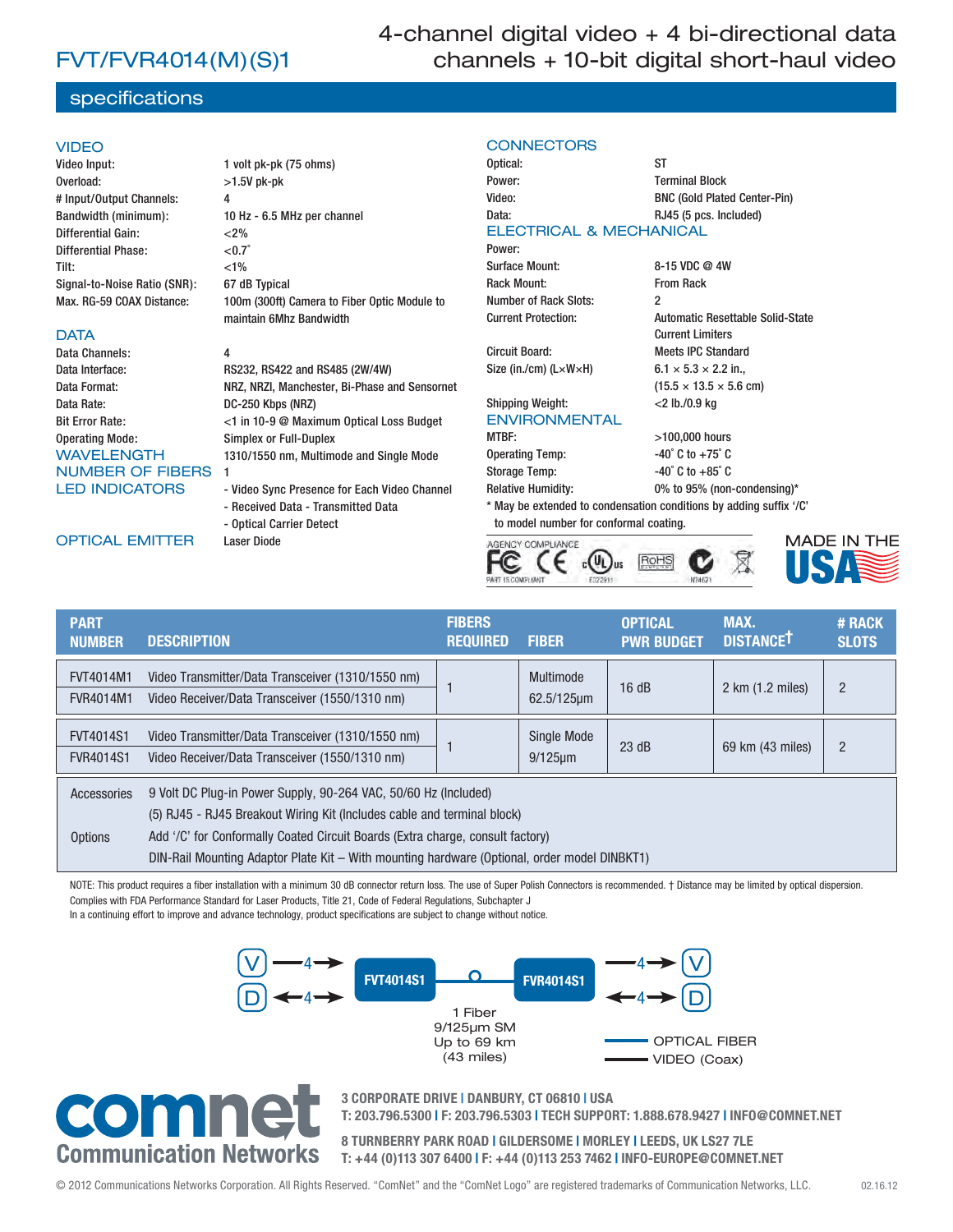# FVT/FVR4014(M)(S)1

4-channel digital video + 4 bi-directional data channels + 10-bit digital short-haul video

## specifications

### VIDEO

| | |
|---|---|
| Video Input: | 1 volt pk-pk (75 ohms) |
| Overload: | >1.5V pk-pk |
| # Input/Output Channels: | 4 |
| Bandwidth (minimum): | 10 Hz - 6.5 MHz per channel |
| Differential Gain: | <2% |
| Differential Phase: | <0.7˚ |
| Tilt: | <1% |
| Signal-to-Noise Ratio (SNR): | 67 dB Typical |
| Max. RG-59 COAX Distance: | 100m (300ft) Camera to Fiber Optic Module to maintain 6Mhz Bandwidth |

### DATA

| | |
|---|---|
| Data Channels: | 4 |
| Data Interface: | RS232, RS422 and RS485 (2W/4W) |
| Data Format: | NRZ, NRZI, Manchester, Bi-Phase and Sensornet |
| Data Rate: | DC-250 Kbps (NRZ) |
| Bit Error Rate: | <1 in 10-9 @ Maximum Optical Loss Budget |
| Operating Mode: | Simplex or Full-Duplex |

### WAVELENGTH
1310/1550 nm, Multimode and Single Mode

### NUMBER OF FIBERS
1

### LED INDICATORS
- Video Sync Presence for Each Video Channel
- Received Data - Transmitted Data
- Optical Carrier Detect

### OPTICAL EMITTER
Laser Diode

### CONNECTORS

| | |
|---|---|
| Optical: | ST |
| Power: | Terminal Block |
| Video: | BNC (Gold Plated Center-Pin) |
| Data: | RJ45 (5 pcs. Included) |

### ELECTRICAL & MECHANICAL

| | |
|---|---|
| Power: | |
| Surface Mount: | 8-15 VDC @ 4W |
| Rack Mount: | From Rack |
| Number of Rack Slots: | 2 |
| Current Protection: | Automatic Resettable Solid-State Current Limiters |
| Circuit Board: | Meets IPC Standard |
| Size (in./cm) (L×W×H) | 6.1 × 5.3 × 2.2 in., (15.5 × 13.5 × 5.6 cm) |
| Shipping Weight: | <2 lb./0.9 kg |

### ENVIRONMENTAL

| | |
|---|---|
| MTBF: | >100,000 hours |
| Operating Temp: | -40˚ C to +75˚ C |
| Storage Temp: | -40˚ C to +85˚ C |
| Relative Humidity: | 0% to 95% (non-condensing)* |

* May be extended to condensation conditions by adding suffix ‘/C’ to model number for conformal coating.

AGENCY COMPLIANCE

PART 15 COMPLIANT E322911 N74621

MADE IN THE USA

| PART NUMBER | DESCRIPTION | FIBERS REQUIRED | FIBER | OPTICAL PWR BUDGET | MAX. DISTANCE† | # RACK SLOTS |
|---|---|---|---|---|---|---|
| FVT4014M1 | Video Transmitter/Data Transceiver (1310/1550 nm) | 1 | Multimode 62.5/125µm | 16 dB | 2 km (1.2 miles) | 2 |
| FVR4014M1 | Video Receiver/Data Transceiver (1550/1310 nm) | | | | | |
| FVT4014S1 | Video Transmitter/Data Transceiver (1310/1550 nm) | 1 | Single Mode 9/125µm | 23 dB | 69 km (43 miles) | 2 |
| FVR4014S1 | Video Receiver/Data Transceiver (1550/1310 nm) | | | | | |
| Accessories | 9 Volt DC Plug-in Power Supply, 90-264 VAC, 50/60 Hz (Included) | | | | | |
| | (5) RJ45 - RJ45 Breakout Wiring Kit (Includes cable and terminal block) | | | | | |
| Options | Add ‘/C’ for Conformally Coated Circuit Boards (Extra charge, consult factory) | | | | | |
| | DIN-Rail Mounting Adaptor Plate Kit – With mounting hardware (Optional, order model DINBKT1) | | | | | |

NOTE: This product requires a fiber installation with a minimum 30 dB connector return loss. The use of Super Polish Connectors is recommended. † Distance may be limited by optical dispersion.
Complies with FDA Performance Standard for Laser Products, Title 21, Code of Federal Regulations, Subchapter J
In a continuing effort to improve and advance technology, product specifications are subject to change without notice.

V 4 D 4 FVT4014S1 FVR4014S1 4 V 4 D

1 Fiber
9/125µm SM
Up to 69 km
(43 miles)

OPTICAL FIBER
VIDEO (Coax)

comnet Communication Networks

3 CORPORATE DRIVE | DANBURY, CT 06810 | USA
T: 203.796.5300 | F: 203.796.5303 | TECH SUPPORT: 1.888.678.9427 | INFO@COMNET.NET

8 TURNBERRY PARK ROAD | GILDERSOME | MORLEY | LEEDS, UK LS27 7LE
T: +44 (0)113 307 6400 | F: +44 (0)113 253 7462 | INFO-EUROPE@COMNET.NET

© 2012 Communications Networks Corporation. All Rights Reserved. “ComNet” and the “ComNet Logo” are registered trademarks of Communication Networks, LLC. 02.16.12